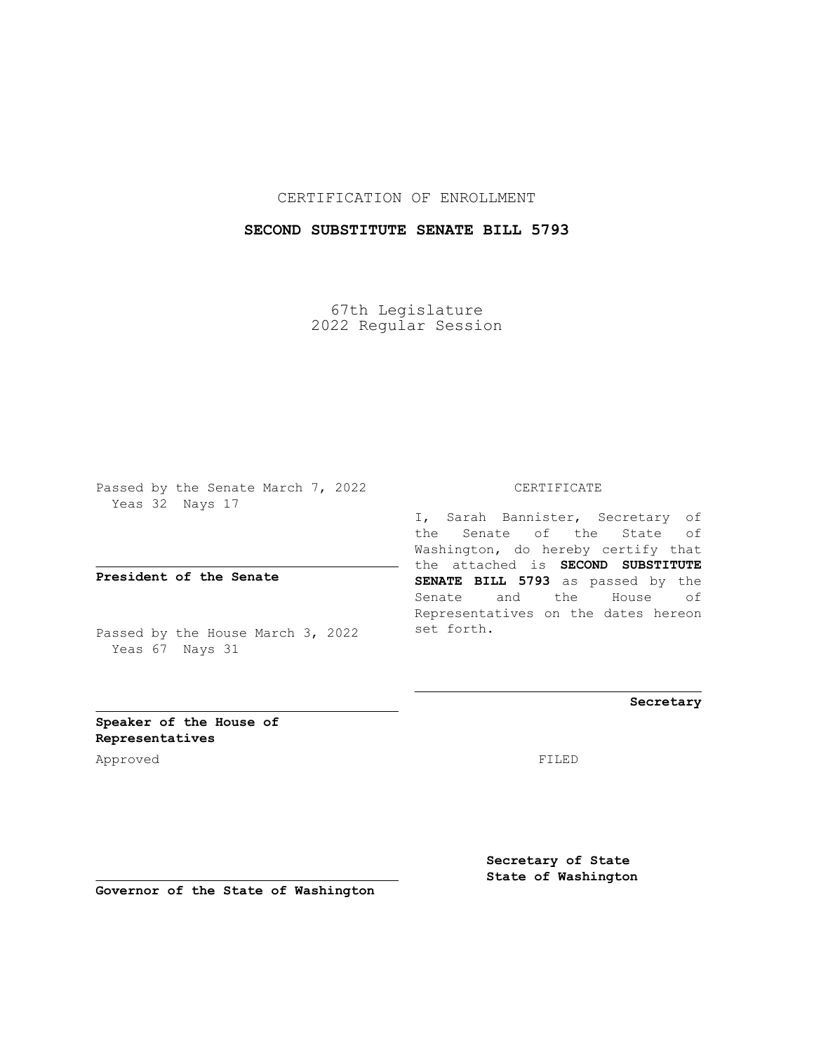CERTIFICATION OF ENROLLMENT

**SECOND SUBSTITUTE SENATE BILL 5793**

67th Legislature
2022 Regular Session

Passed by the Senate March 7, 2022
Yeas 32 Nays 17

**President of the Senate**

Passed by the House March 3, 2022
Yeas 67 Nays 31

**Speaker of the House of Representatives**

Approved

**Governor of the State of Washington**

CERTIFICATE

I, Sarah Bannister, Secretary of the Senate of the State of Washington, do hereby certify that the attached is **SECOND SUBSTITUTE SENATE BILL 5793** as passed by the Senate and the House of Representatives on the dates hereon set forth.

**Secretary**

FILED

**Secretary of State**
**State of Washington**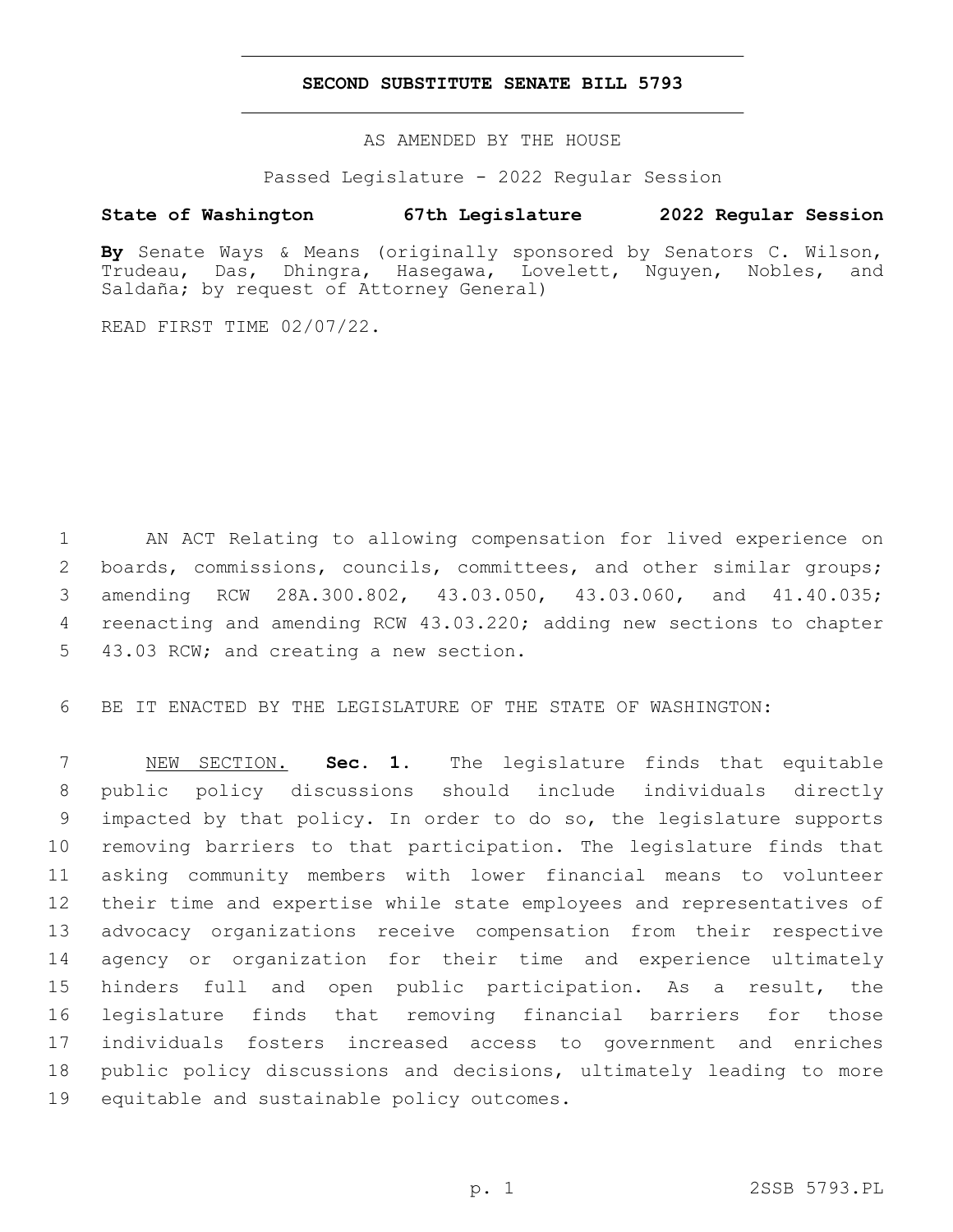# SECOND SUBSTITUTE SENATE BILL 5793

AS AMENDED BY THE HOUSE

Passed Legislature - 2022 Regular Session

**State of Washington 67th Legislature 2022 Regular Session**

**By** Senate Ways & Means (originally sponsored by Senators C. Wilson, Trudeau, Das, Dhingra, Hasegawa, Lovelett, Nguyen, Nobles, and Saldaña; by request of Attorney General)

READ FIRST TIME 02/07/22.

AN ACT Relating to allowing compensation for lived experience on boards, commissions, councils, committees, and other similar groups; amending RCW 28A.300.802, 43.03.050, 43.03.060, and 41.40.035; reenacting and amending RCW 43.03.220; adding new sections to chapter 43.03 RCW; and creating a new section.

BE IT ENACTED BY THE LEGISLATURE OF THE STATE OF WASHINGTON:

NEW SECTION. **Sec. 1.** The legislature finds that equitable public policy discussions should include individuals directly impacted by that policy. In order to do so, the legislature supports removing barriers to that participation. The legislature finds that asking community members with lower financial means to volunteer their time and expertise while state employees and representatives of advocacy organizations receive compensation from their respective agency or organization for their time and experience ultimately hinders full and open public participation. As a result, the legislature finds that removing financial barriers for those individuals fosters increased access to government and enriches public policy discussions and decisions, ultimately leading to more equitable and sustainable policy outcomes.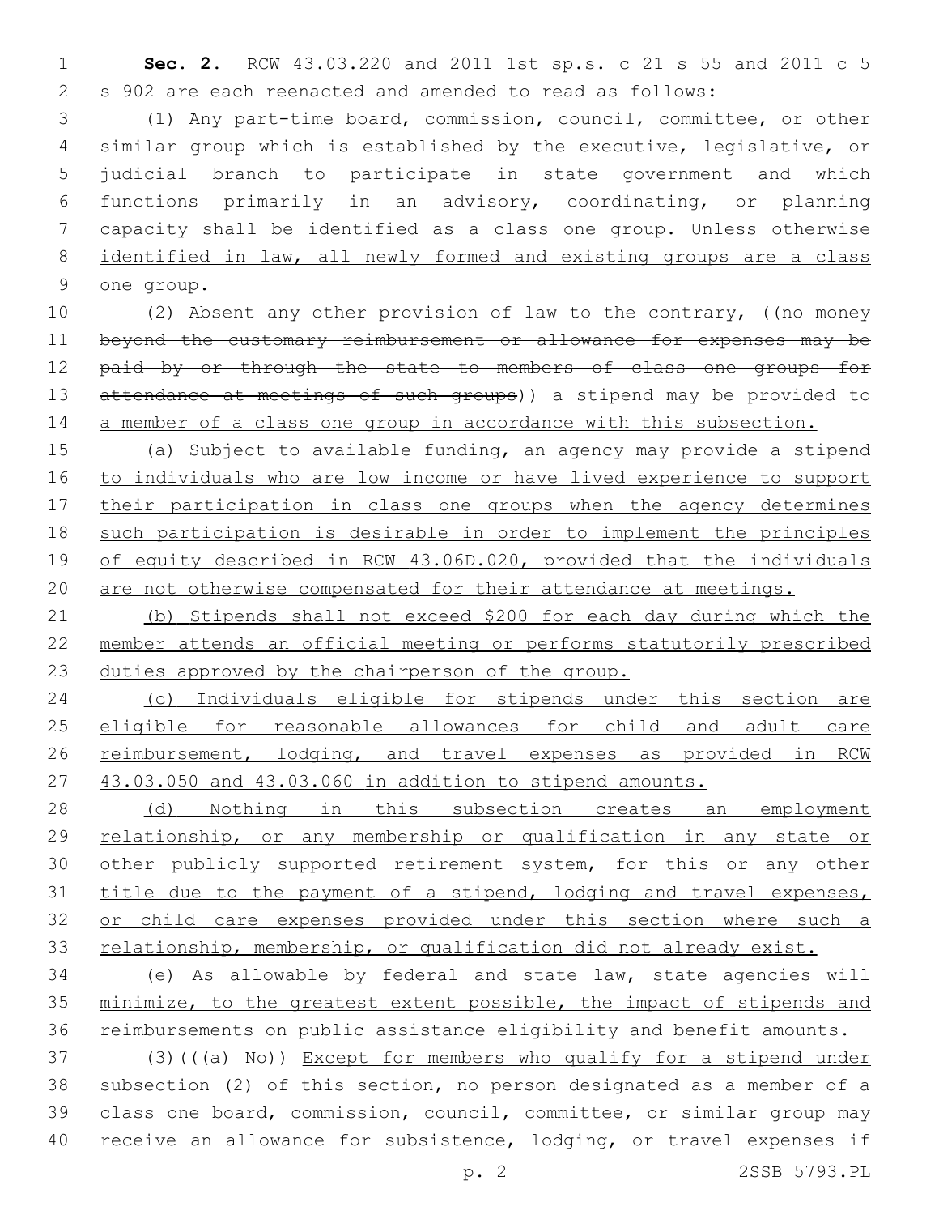**Sec. 2.** RCW 43.03.220 and 2011 1st sp.s. c 21 s 55 and 2011 c 5 s 902 are each reenacted and amended to read as follows:

(1) Any part-time board, commission, council, committee, or other similar group which is established by the executive, legislative, or judicial branch to participate in state government and which functions primarily in an advisory, coordinating, or planning capacity shall be identified as a class one group. Unless otherwise identified in law, all newly formed and existing groups are a class one group.

(2) Absent any other provision of law to the contrary, ((~~no money beyond the customary reimbursement or allowance for expenses may be paid by or through the state to members of class one groups for attendance at meetings of such groups~~)) a stipend may be provided to a member of a class one group in accordance with this subsection.

(a) Subject to available funding, an agency may provide a stipend to individuals who are low income or have lived experience to support their participation in class one groups when the agency determines such participation is desirable in order to implement the principles of equity described in RCW 43.06D.020, provided that the individuals are not otherwise compensated for their attendance at meetings.

(b) Stipends shall not exceed $200 for each day during which the member attends an official meeting or performs statutorily prescribed duties approved by the chairperson of the group.

(c) Individuals eligible for stipends under this section are eligible for reasonable allowances for child and adult care reimbursement, lodging, and travel expenses as provided in RCW 43.03.050 and 43.03.060 in addition to stipend amounts.

(d) Nothing in this subsection creates an employment relationship, or any membership or qualification in any state or other publicly supported retirement system, for this or any other title due to the payment of a stipend, lodging and travel expenses, or child care expenses provided under this section where such a relationship, membership, or qualification did not already exist.

(e) As allowable by federal and state law, state agencies will minimize, to the greatest extent possible, the impact of stipends and reimbursements on public assistance eligibility and benefit amounts.

(3)((~~(a) No~~)) Except for members who qualify for a stipend under subsection (2) of this section, no person designated as a member of a class one board, commission, council, committee, or similar group may receive an allowance for subsistence, lodging, or travel expenses if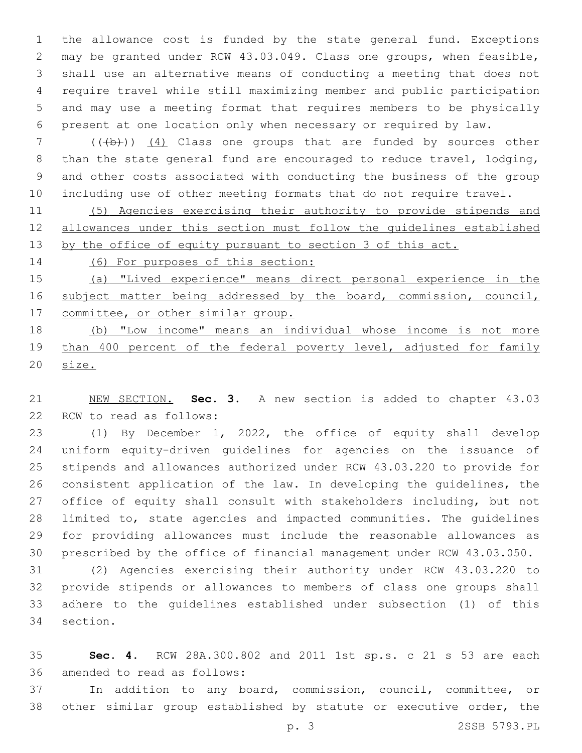the allowance cost is funded by the state general fund. Exceptions may be granted under RCW 43.03.049. Class one groups, when feasible, shall use an alternative means of conducting a meeting that does not require travel while still maximizing member and public participation and may use a meeting format that requires members to be physically present at one location only when necessary or required by law.

(((b))) (4) Class one groups that are funded by sources other than the state general fund are encouraged to reduce travel, lodging, and other costs associated with conducting the business of the group including use of other meeting formats that do not require travel.

(5) Agencies exercising their authority to provide stipends and allowances under this section must follow the guidelines established by the office of equity pursuant to section 3 of this act.

(6) For purposes of this section:

(a) "Lived experience" means direct personal experience in the subject matter being addressed by the board, commission, council, committee, or other similar group.

(b) "Low income" means an individual whose income is not more than 400 percent of the federal poverty level, adjusted for family size.

NEW SECTION. **Sec. 3.** A new section is added to chapter 43.03 RCW to read as follows:

(1) By December 1, 2022, the office of equity shall develop uniform equity-driven guidelines for agencies on the issuance of stipends and allowances authorized under RCW 43.03.220 to provide for consistent application of the law. In developing the guidelines, the office of equity shall consult with stakeholders including, but not limited to, state agencies and impacted communities. The guidelines for providing allowances must include the reasonable allowances as prescribed by the office of financial management under RCW 43.03.050.

(2) Agencies exercising their authority under RCW 43.03.220 to provide stipends or allowances to members of class one groups shall adhere to the guidelines established under subsection (1) of this section.

**Sec. 4.** RCW 28A.300.802 and 2011 1st sp.s. c 21 s 53 are each amended to read as follows:

In addition to any board, commission, council, committee, or other similar group established by statute or executive order, the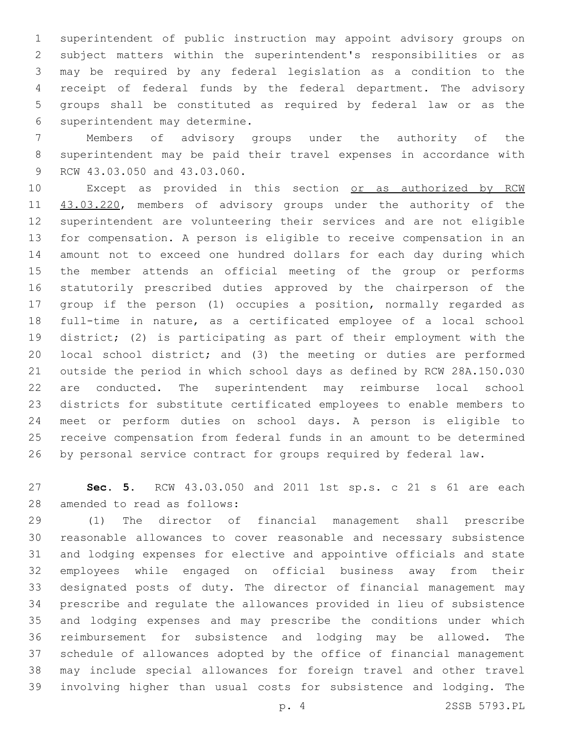superintendent of public instruction may appoint advisory groups on subject matters within the superintendent's responsibilities or as may be required by any federal legislation as a condition to the receipt of federal funds by the federal department. The advisory groups shall be constituted as required by federal law or as the superintendent may determine.

Members of advisory groups under the authority of the superintendent may be paid their travel expenses in accordance with RCW 43.03.050 and 43.03.060.

Except as provided in this section <u>or as authorized by RCW 43.03.220</u>, members of advisory groups under the authority of the superintendent are volunteering their services and are not eligible for compensation. A person is eligible to receive compensation in an amount not to exceed one hundred dollars for each day during which the member attends an official meeting of the group or performs statutorily prescribed duties approved by the chairperson of the group if the person (1) occupies a position, normally regarded as full-time in nature, as a certificated employee of a local school district; (2) is participating as part of their employment with the local school district; and (3) the meeting or duties are performed outside the period in which school days as defined by RCW 28A.150.030 are conducted. The superintendent may reimburse local school districts for substitute certificated employees to enable members to meet or perform duties on school days. A person is eligible to receive compensation from federal funds in an amount to be determined by personal service contract for groups required by federal law.

**Sec. 5.** RCW 43.03.050 and 2011 1st sp.s. c 21 s 61 are each amended to read as follows:

(1) The director of financial management shall prescribe reasonable allowances to cover reasonable and necessary subsistence and lodging expenses for elective and appointive officials and state employees while engaged on official business away from their designated posts of duty. The director of financial management may prescribe and regulate the allowances provided in lieu of subsistence and lodging expenses and may prescribe the conditions under which reimbursement for subsistence and lodging may be allowed. The schedule of allowances adopted by the office of financial management may include special allowances for foreign travel and other travel involving higher than usual costs for subsistence and lodging. The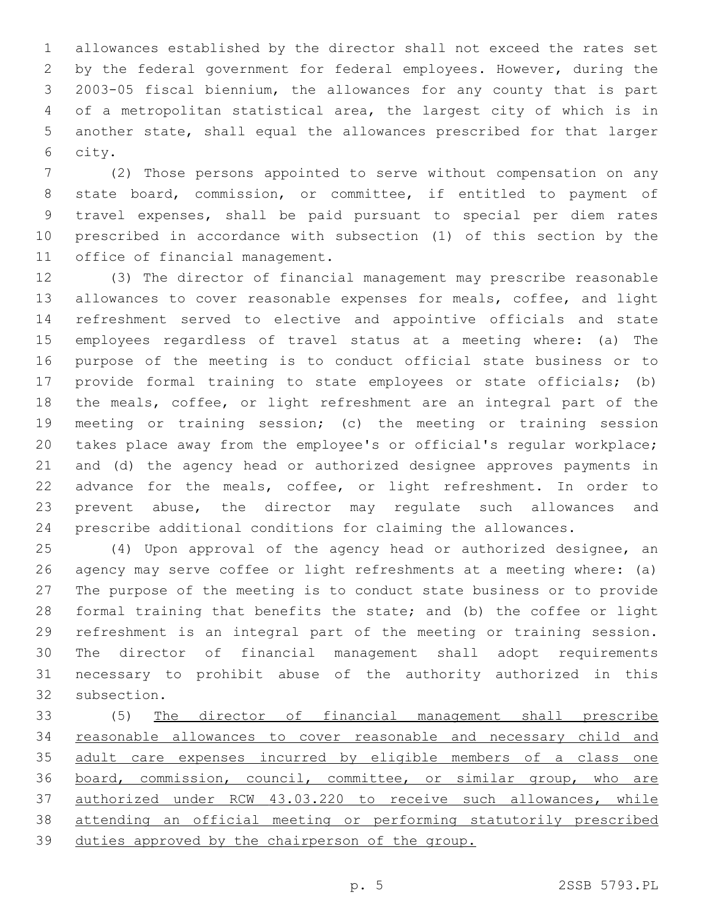allowances established by the director shall not exceed the rates set by the federal government for federal employees. However, during the 2003-05 fiscal biennium, the allowances for any county that is part of a metropolitan statistical area, the largest city of which is in another state, shall equal the allowances prescribed for that larger city.

(2) Those persons appointed to serve without compensation on any state board, commission, or committee, if entitled to payment of travel expenses, shall be paid pursuant to special per diem rates prescribed in accordance with subsection (1) of this section by the office of financial management.

(3) The director of financial management may prescribe reasonable allowances to cover reasonable expenses for meals, coffee, and light refreshment served to elective and appointive officials and state employees regardless of travel status at a meeting where: (a) The purpose of the meeting is to conduct official state business or to provide formal training to state employees or state officials; (b) the meals, coffee, or light refreshment are an integral part of the meeting or training session; (c) the meeting or training session takes place away from the employee's or official's regular workplace; and (d) the agency head or authorized designee approves payments in advance for the meals, coffee, or light refreshment. In order to prevent abuse, the director may regulate such allowances and prescribe additional conditions for claiming the allowances.

(4) Upon approval of the agency head or authorized designee, an agency may serve coffee or light refreshments at a meeting where: (a) The purpose of the meeting is to conduct state business or to provide formal training that benefits the state; and (b) the coffee or light refreshment is an integral part of the meeting or training session. The director of financial management shall adopt requirements necessary to prohibit abuse of the authority authorized in this subsection.

(5) The director of financial management shall prescribe reasonable allowances to cover reasonable and necessary child and adult care expenses incurred by eligible members of a class one board, commission, council, committee, or similar group, who are authorized under RCW 43.03.220 to receive such allowances, while attending an official meeting or performing statutorily prescribed duties approved by the chairperson of the group.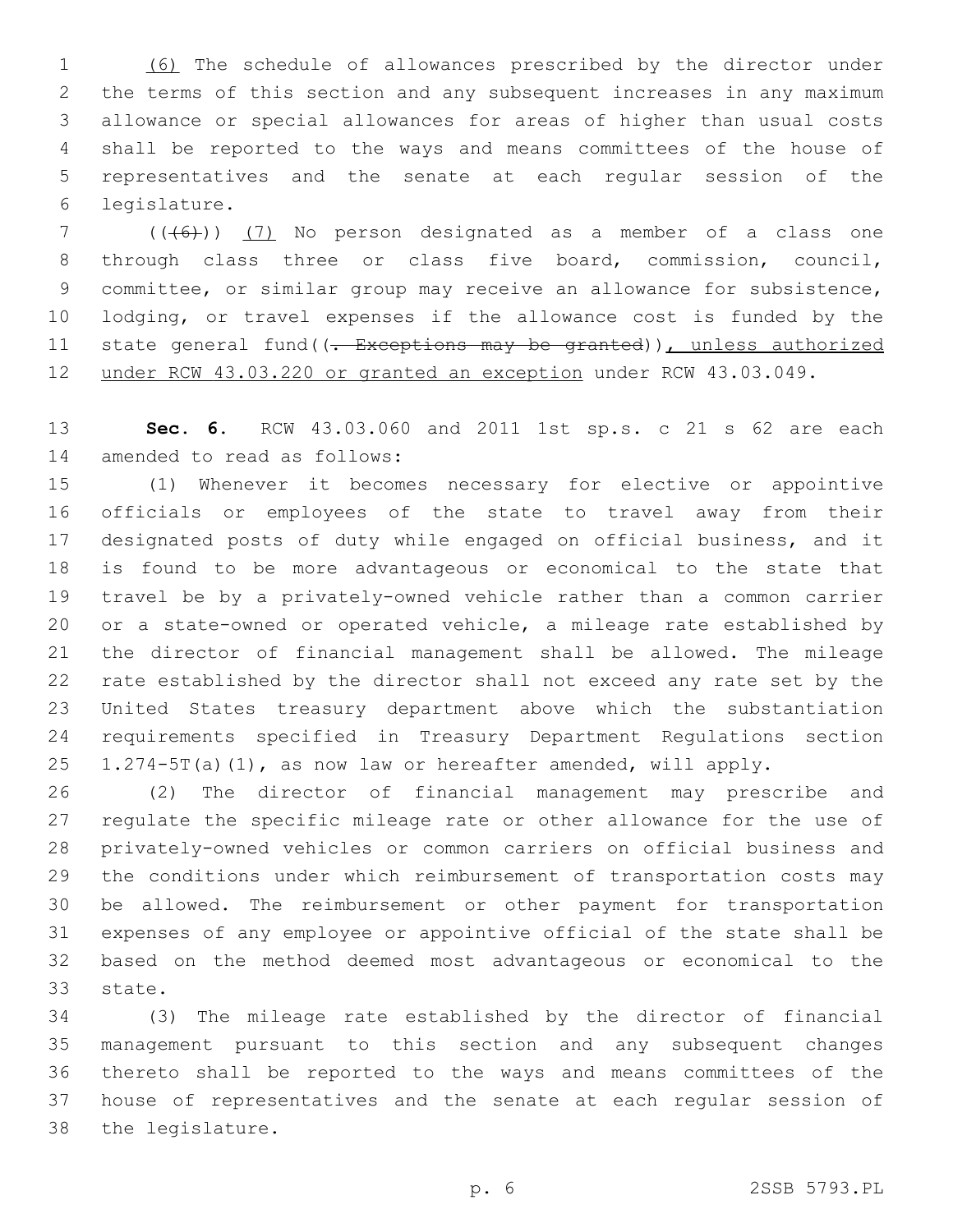(6) The schedule of allowances prescribed by the director under the terms of this section and any subsequent increases in any maximum allowance or special allowances for areas of higher than usual costs shall be reported to the ways and means committees of the house of representatives and the senate at each regular session of the legislature.

(((6))) (7) No person designated as a member of a class one through class three or class five board, commission, council, committee, or similar group may receive an allowance for subsistence, lodging, or travel expenses if the allowance cost is funded by the state general fund((. Exceptions may be granted)), unless authorized under RCW 43.03.220 or granted an exception under RCW 43.03.049.

**Sec. 6.** RCW 43.03.060 and 2011 1st sp.s. c 21 s 62 are each amended to read as follows:

(1) Whenever it becomes necessary for elective or appointive officials or employees of the state to travel away from their designated posts of duty while engaged on official business, and it is found to be more advantageous or economical to the state that travel be by a privately-owned vehicle rather than a common carrier or a state-owned or operated vehicle, a mileage rate established by the director of financial management shall be allowed. The mileage rate established by the director shall not exceed any rate set by the United States treasury department above which the substantiation requirements specified in Treasury Department Regulations section 1.274-5T(a)(1), as now law or hereafter amended, will apply.

(2) The director of financial management may prescribe and regulate the specific mileage rate or other allowance for the use of privately-owned vehicles or common carriers on official business and the conditions under which reimbursement of transportation costs may be allowed. The reimbursement or other payment for transportation expenses of any employee or appointive official of the state shall be based on the method deemed most advantageous or economical to the state.

(3) The mileage rate established by the director of financial management pursuant to this section and any subsequent changes thereto shall be reported to the ways and means committees of the house of representatives and the senate at each regular session of the legislature.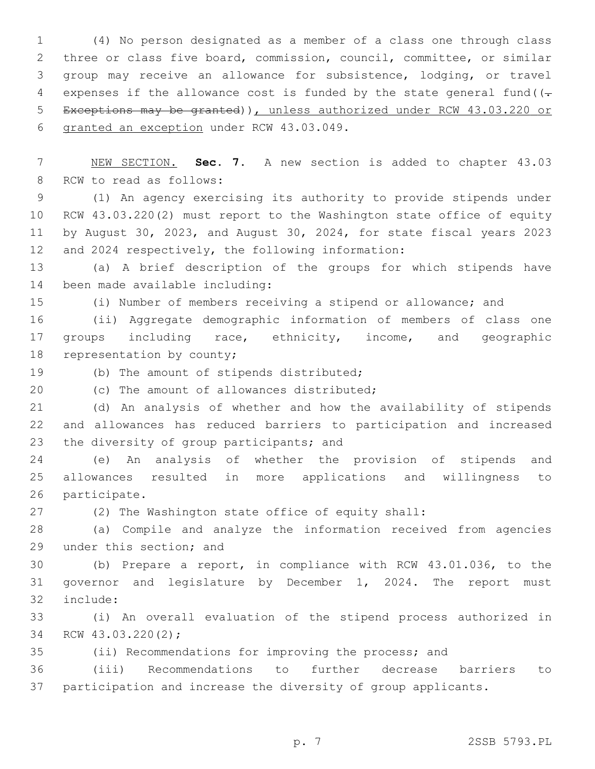(4) No person designated as a member of a class one through class three or class five board, commission, council, committee, or similar group may receive an allowance for subsistence, lodging, or travel expenses if the allowance cost is funded by the state general fund((~~. Exceptions may be granted~~)), unless authorized under RCW 43.03.220 or granted an exception under RCW 43.03.049.

NEW SECTION. **Sec. 7.** A new section is added to chapter 43.03 RCW to read as follows:

(1) An agency exercising its authority to provide stipends under RCW 43.03.220(2) must report to the Washington state office of equity by August 30, 2023, and August 30, 2024, for state fiscal years 2023 and 2024 respectively, the following information:

(a) A brief description of the groups for which stipends have been made available including:

(i) Number of members receiving a stipend or allowance; and

(ii) Aggregate demographic information of members of class one groups including race, ethnicity, income, and geographic representation by county;

(b) The amount of stipends distributed;

(c) The amount of allowances distributed;

(d) An analysis of whether and how the availability of stipends and allowances has reduced barriers to participation and increased the diversity of group participants; and

(e) An analysis of whether the provision of stipends and allowances resulted in more applications and willingness to participate.

(2) The Washington state office of equity shall:

(a) Compile and analyze the information received from agencies under this section; and

(b) Prepare a report, in compliance with RCW 43.01.036, to the governor and legislature by December 1, 2024. The report must include:

(i) An overall evaluation of the stipend process authorized in RCW 43.03.220(2);

(ii) Recommendations for improving the process; and

(iii) Recommendations to further decrease barriers to participation and increase the diversity of group applicants.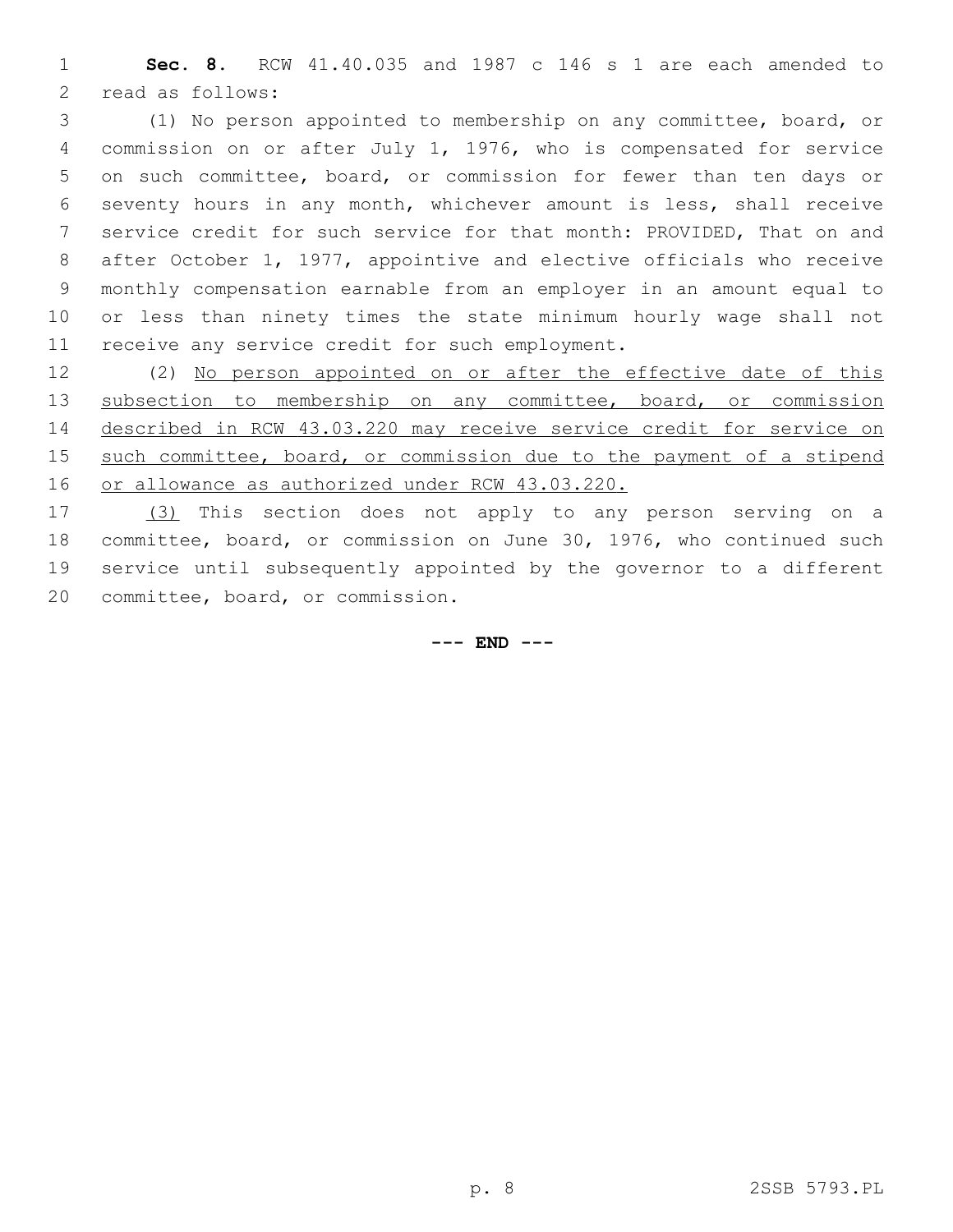**Sec. 8.** RCW 41.40.035 and 1987 c 146 s 1 are each amended to read as follows:

(1) No person appointed to membership on any committee, board, or commission on or after July 1, 1976, who is compensated for service on such committee, board, or commission for fewer than ten days or seventy hours in any month, whichever amount is less, shall receive service credit for such service for that month: PROVIDED, That on and after October 1, 1977, appointive and elective officials who receive monthly compensation earnable from an employer in an amount equal to or less than ninety times the state minimum hourly wage shall not receive any service credit for such employment.

(2) <u>No person appointed on or after the effective date of this subsection to membership on any committee, board, or commission described in RCW 43.03.220 may receive service credit for service on such committee, board, or commission due to the payment of a stipend or allowance as authorized under RCW 43.03.220.</u>

<u>(3)</u> This section does not apply to any person serving on a committee, board, or commission on June 30, 1976, who continued such service until subsequently appointed by the governor to a different committee, board, or commission.

**--- END ---**